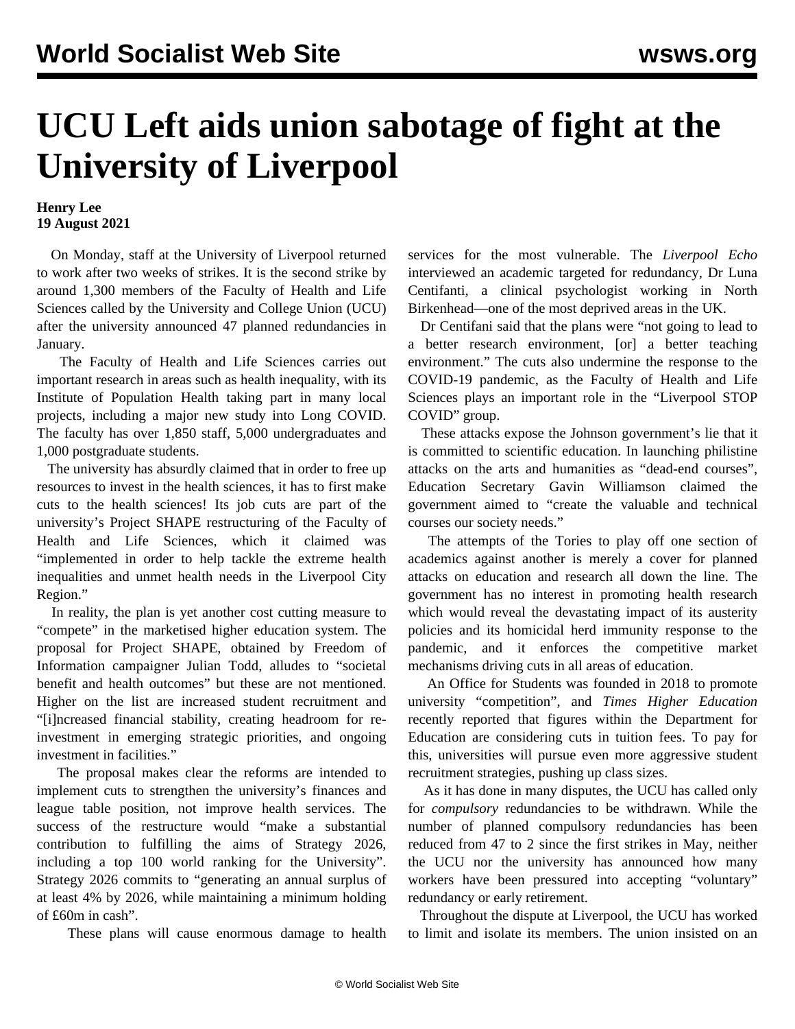# UCU Left aids union sabotage of fight at the University of Liverpool

**Henry Lee**
**19 August 2021**

On Monday, staff at the University of Liverpool returned to work after two weeks of strikes. It is the second strike by around 1,300 members of the Faculty of Health and Life Sciences called by the University and College Union (UCU) after the university announced 47 planned redundancies in January.

The Faculty of Health and Life Sciences carries out important research in areas such as health inequality, with its Institute of Population Health taking part in many local projects, including a major new study into Long COVID. The faculty has over 1,850 staff, 5,000 undergraduates and 1,000 postgraduate students.

The university has absurdly claimed that in order to free up resources to invest in the health sciences, it has to first make cuts to the health sciences! Its job cuts are part of the university's Project SHAPE restructuring of the Faculty of Health and Life Sciences, which it claimed was "implemented in order to help tackle the extreme health inequalities and unmet health needs in the Liverpool City Region."

In reality, the plan is yet another cost cutting measure to "compete" in the marketised higher education system. The proposal for Project SHAPE, obtained by Freedom of Information campaigner Julian Todd, alludes to "societal benefit and health outcomes" but these are not mentioned. Higher on the list are increased student recruitment and "[i]ncreased financial stability, creating headroom for re-investment in emerging strategic priorities, and ongoing investment in facilities."

The proposal makes clear the reforms are intended to implement cuts to strengthen the university's finances and league table position, not improve health services. The success of the restructure would "make a substantial contribution to fulfilling the aims of Strategy 2026, including a top 100 world ranking for the University". Strategy 2026 commits to "generating an annual surplus of at least 4% by 2026, while maintaining a minimum holding of £60m in cash".

These plans will cause enormous damage to health services for the most vulnerable. The *Liverpool Echo* interviewed an academic targeted for redundancy, Dr Luna Centifanti, a clinical psychologist working in North Birkenhead—one of the most deprived areas in the UK.

Dr Centifani said that the plans were "not going to lead to a better research environment, [or] a better teaching environment." The cuts also undermine the response to the COVID-19 pandemic, as the Faculty of Health and Life Sciences plays an important role in the "Liverpool STOP COVID" group.

These attacks expose the Johnson government's lie that it is committed to scientific education. In launching philistine attacks on the arts and humanities as "dead-end courses", Education Secretary Gavin Williamson claimed the government aimed to "create the valuable and technical courses our society needs."

The attempts of the Tories to play off one section of academics against another is merely a cover for planned attacks on education and research all down the line. The government has no interest in promoting health research which would reveal the devastating impact of its austerity policies and its homicidal herd immunity response to the pandemic, and it enforces the competitive market mechanisms driving cuts in all areas of education.

An Office for Students was founded in 2018 to promote university "competition", and *Times Higher Education* recently reported that figures within the Department for Education are considering cuts in tuition fees. To pay for this, universities will pursue even more aggressive student recruitment strategies, pushing up class sizes.

As it has done in many disputes, the UCU has called only for *compulsory* redundancies to be withdrawn. While the number of planned compulsory redundancies has been reduced from 47 to 2 since the first strikes in May, neither the UCU nor the university has announced how many workers have been pressured into accepting "voluntary" redundancy or early retirement.

Throughout the dispute at Liverpool, the UCU has worked to limit and isolate its members. The union insisted on an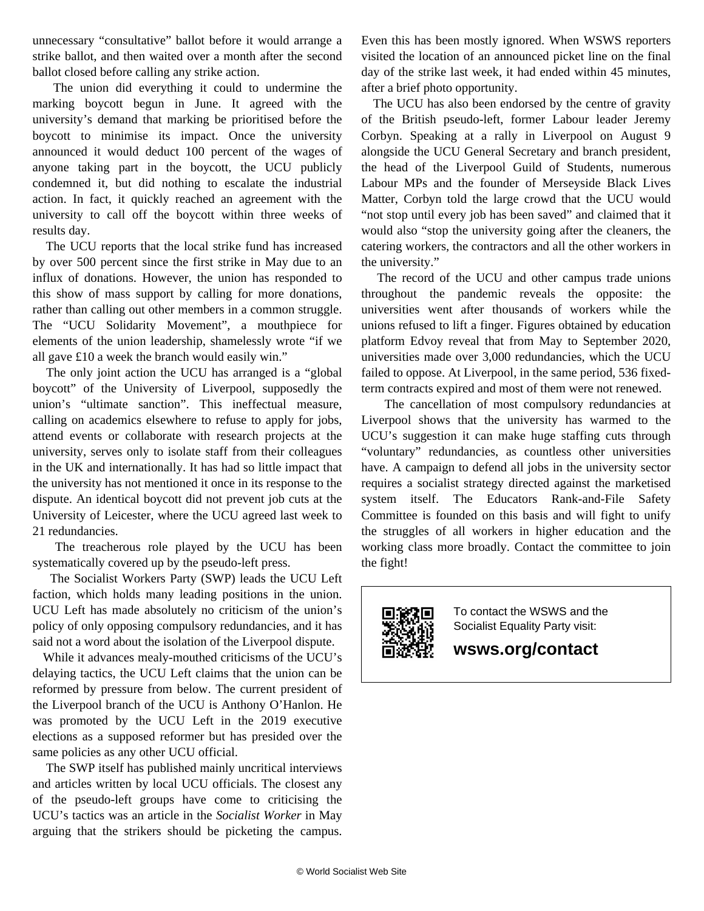unnecessary "consultative" ballot before it would arrange a strike ballot, and then waited over a month after the second ballot closed before calling any strike action.

The union did everything it could to undermine the marking boycott begun in June. It agreed with the university's demand that marking be prioritised before the boycott to minimise its impact. Once the university announced it would deduct 100 percent of the wages of anyone taking part in the boycott, the UCU publicly condemned it, but did nothing to escalate the industrial action. In fact, it quickly reached an agreement with the university to call off the boycott within three weeks of results day.

The UCU reports that the local strike fund has increased by over 500 percent since the first strike in May due to an influx of donations. However, the union has responded to this show of mass support by calling for more donations, rather than calling out other members in a common struggle. The "UCU Solidarity Movement", a mouthpiece for elements of the union leadership, shamelessly wrote "if we all gave £10 a week the branch would easily win."

The only joint action the UCU has arranged is a "global boycott" of the University of Liverpool, supposedly the union's "ultimate sanction". This ineffectual measure, calling on academics elsewhere to refuse to apply for jobs, attend events or collaborate with research projects at the university, serves only to isolate staff from their colleagues in the UK and internationally. It has had so little impact that the university has not mentioned it once in its response to the dispute. An identical boycott did not prevent job cuts at the University of Leicester, where the UCU agreed last week to 21 redundancies.

The treacherous role played by the UCU has been systematically covered up by the pseudo-left press.

The Socialist Workers Party (SWP) leads the UCU Left faction, which holds many leading positions in the union. UCU Left has made absolutely no criticism of the union's policy of only opposing compulsory redundancies, and it has said not a word about the isolation of the Liverpool dispute.

While it advances mealy-mouthed criticisms of the UCU's delaying tactics, the UCU Left claims that the union can be reformed by pressure from below. The current president of the Liverpool branch of the UCU is Anthony O'Hanlon. He was promoted by the UCU Left in the 2019 executive elections as a supposed reformer but has presided over the same policies as any other UCU official.

The SWP itself has published mainly uncritical interviews and articles written by local UCU officials. The closest any of the pseudo-left groups have come to criticising the UCU's tactics was an article in the *Socialist Worker* in May arguing that the strikers should be picketing the campus. Even this has been mostly ignored. When WSWS reporters visited the location of an announced picket line on the final day of the strike last week, it had ended within 45 minutes, after a brief photo opportunity.

The UCU has also been endorsed by the centre of gravity of the British pseudo-left, former Labour leader Jeremy Corbyn. Speaking at a rally in Liverpool on August 9 alongside the UCU General Secretary and branch president, the head of the Liverpool Guild of Students, numerous Labour MPs and the founder of Merseyside Black Lives Matter, Corbyn told the large crowd that the UCU would "not stop until every job has been saved" and claimed that it would also "stop the university going after the cleaners, the catering workers, the contractors and all the other workers in the university."

The record of the UCU and other campus trade unions throughout the pandemic reveals the opposite: the universities went after thousands of workers while the unions refused to lift a finger. Figures obtained by education platform Edvoy reveal that from May to September 2020, universities made over 3,000 redundancies, which the UCU failed to oppose. At Liverpool, in the same period, 536 fixed-term contracts expired and most of them were not renewed.

The cancellation of most compulsory redundancies at Liverpool shows that the university has warmed to the UCU's suggestion it can make huge staffing cuts through "voluntary" redundancies, as countless other universities have. A campaign to defend all jobs in the university sector requires a socialist strategy directed against the marketised system itself. The Educators Rank-and-File Safety Committee is founded on this basis and will fight to unify the struggles of all workers in higher education and the working class more broadly. Contact the committee to join the fight!

To contact the WSWS and the Socialist Equality Party visit:

**wsws.org/contact**